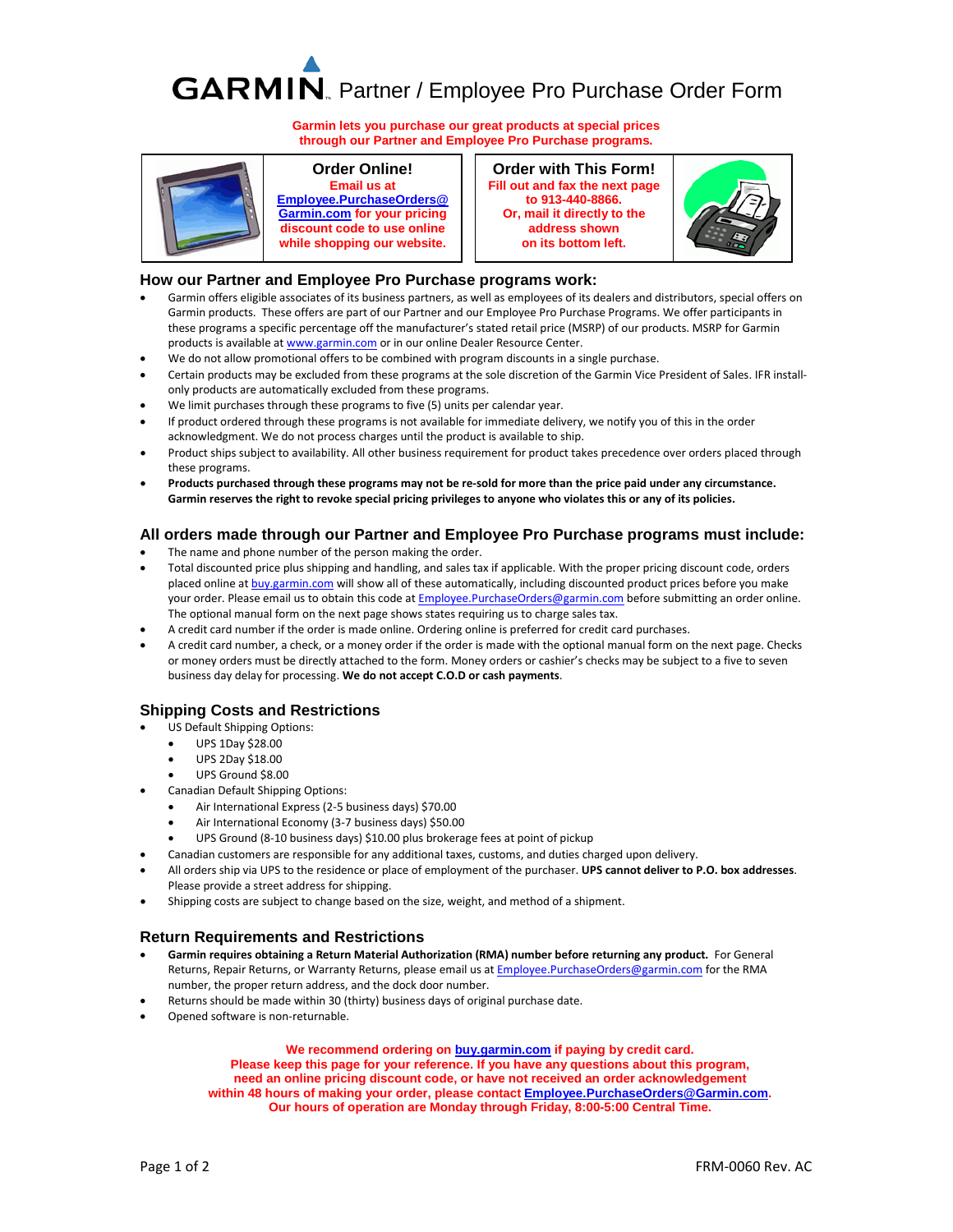# GARMIN Partner / Employee Pro Purchase Order Form

**Garmin lets you purchase our great products at special prices through our Partner and Employee Pro Purchase programs.**

| **Order Online!** | **Order with This Form!** |
| --- | --- |
| **Email us at Employee.PurchaseOrders@Garmin.com for your pricing discount code to use online while shopping our website.** | **Fill out and fax the next page to 913-440-8866. Or, mail it directly to the address shown on its bottom left.** |

## How our Partner and Employee Pro Purchase programs work:

- Garmin offers eligible associates of its business partners, as well as employees of its dealers and distributors, special offers on Garmin products. These offers are part of our Partner and our Employee Pro Purchase Programs. We offer participants in these programs a specific percentage off the manufacturer's stated retail price (MSRP) of our products. MSRP for Garmin products is available at www.garmin.com or in our online Dealer Resource Center.
- We do not allow promotional offers to be combined with program discounts in a single purchase.
- Certain products may be excluded from these programs at the sole discretion of the Garmin Vice President of Sales. IFR install-only products are automatically excluded from these programs.
- We limit purchases through these programs to five (5) units per calendar year.
- If product ordered through these programs is not available for immediate delivery, we notify you of this in the order acknowledgment. We do not process charges until the product is available to ship.
- Product ships subject to availability. All other business requirement for product takes precedence over orders placed through these programs.
- **Products purchased through these programs may not be re-sold for more than the price paid under any circumstance. Garmin reserves the right to revoke special pricing privileges to anyone who violates this or any of its policies.**

## All orders made through our Partner and Employee Pro Purchase programs must include:

- The name and phone number of the person making the order.
- Total discounted price plus shipping and handling, and sales tax if applicable. With the proper pricing discount code, orders placed online at buy.garmin.com will show all of these automatically, including discounted product prices before you make your order. Please email us to obtain this code at Employee.PurchaseOrders@garmin.com before submitting an order online. The optional manual form on the next page shows states requiring us to charge sales tax.
- A credit card number if the order is made online. Ordering online is preferred for credit card purchases.
- A credit card number, a check, or a money order if the order is made with the optional manual form on the next page. Checks or money orders must be directly attached to the form. Money orders or cashier's checks may be subject to a five to seven business day delay for processing. **We do not accept C.O.D or cash payments**.

## Shipping Costs and Restrictions

- US Default Shipping Options:
  - UPS 1Day $28.00
  - UPS 2Day $18.00
  - UPS Ground $8.00
- Canadian Default Shipping Options:
  - Air International Express (2-5 business days) $70.00
  - Air International Economy (3-7 business days) $50.00
  - UPS Ground (8-10 business days) $10.00 plus brokerage fees at point of pickup
- Canadian customers are responsible for any additional taxes, customs, and duties charged upon delivery.
- All orders ship via UPS to the residence or place of employment of the purchaser. **UPS cannot deliver to P.O. box addresses**. Please provide a street address for shipping.
- Shipping costs are subject to change based on the size, weight, and method of a shipment.

## Return Requirements and Restrictions

- **Garmin requires obtaining a Return Material Authorization (RMA) number before returning any product.** For General Returns, Repair Returns, or Warranty Returns, please email us at Employee.PurchaseOrders@garmin.com for the RMA number, the proper return address, and the dock door number.
- Returns should be made within 30 (thirty) business days of original purchase date.
- Opened software is non-returnable.

**We recommend ordering on buy.garmin.com if paying by credit card.**
**Please keep this page for your reference. If you have any questions about this program, need an online pricing discount code, or have not received an order acknowledgement within 48 hours of making your order, please contact Employee.PurchaseOrders@Garmin.com.**
**Our hours of operation are Monday through Friday, 8:00-5:00 Central Time.**

FRM-0060 Rev. AC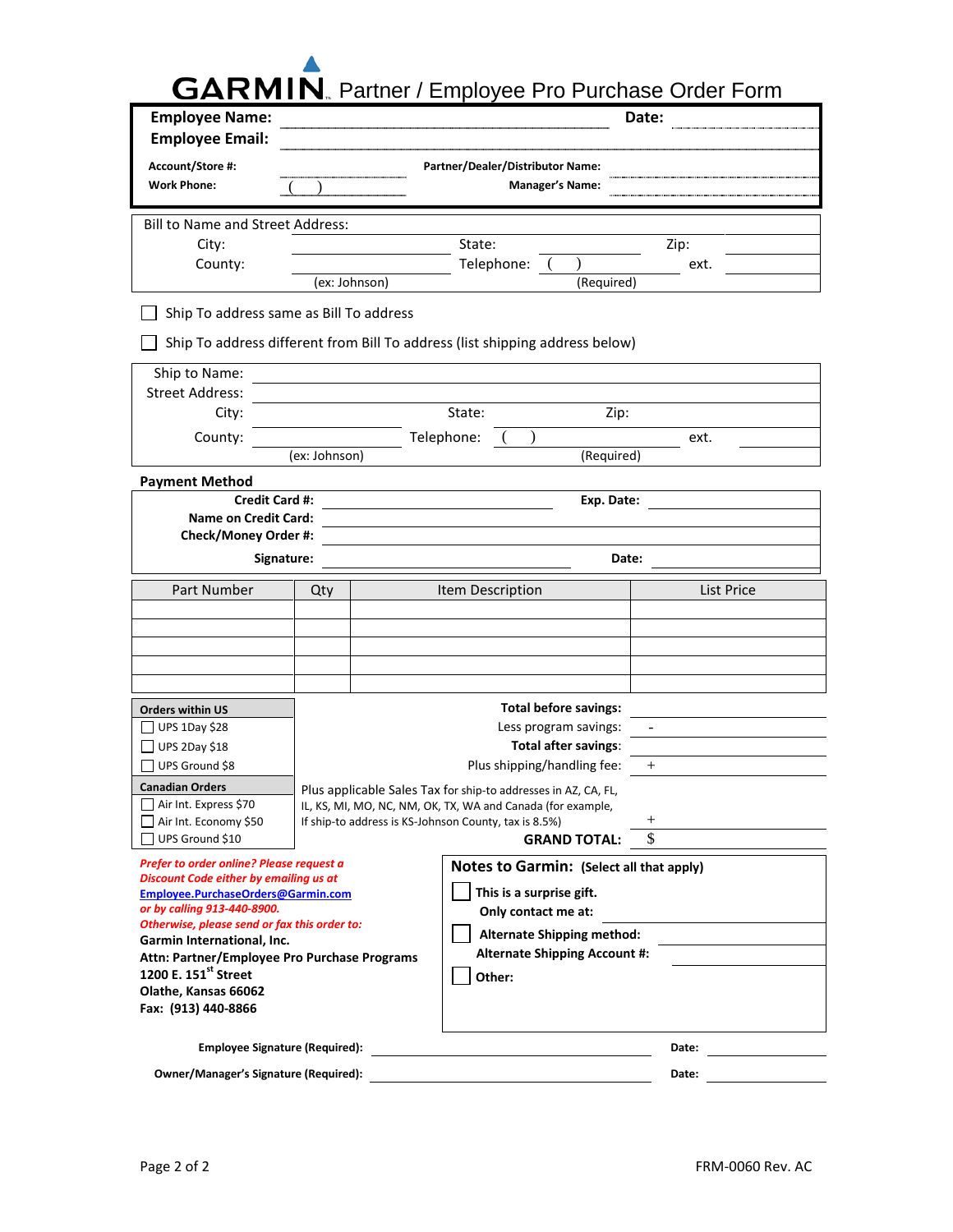# GARMIN Partner / Employee Pro Purchase Order Form

**Employee Name:** ______________________ **Date:** __________

**Employee Email:** ______________________

**Account/Store #:** __________ **Partner/Dealer/Distributor Name:** __________

**Work Phone:** ( ) __________ **Manager's Name:** __________

Bill to Name and Street Address:

City: __________ State: __________ Zip: __________

County: __________ Telephone: ( ) __________ ext. __________

(ex: Johnson) (Required)

☐ Ship To address same as Bill To address

☐ Ship To address different from Bill To address (list shipping address below)

Ship to Name: __________

Street Address: __________

City: __________ State: __________ Zip: __________

County: __________ Telephone: ( ) __________ ext. __________

(ex: Johnson) (Required)

**Payment Method**

**Credit Card #:** __________ **Exp. Date:** __________

**Name on Credit Card:** __________

**Check/Money Order #:** __________

**Signature:** __________ **Date:** __________

| Part Number | Qty | Item Description | List Price |
|---|---|---|---|
| | | | |
| | | | |
| | | | |
| | | | |
| | | | |

**Orders within US**

☐ UPS 1Day $28

☐ UPS 2Day $18

☐ UPS Ground $8

**Canadian Orders**

☐ Air Int. Express $70

☐ Air Int. Economy $50

☐ UPS Ground $10

**Total before savings:** __________

Less program savings: - __________

**Total after savings**: __________

Plus shipping/handling fee: + __________

Plus applicable Sales Tax for ship-to addresses in AZ, CA, FL, IL, KS, MI, MO, NC, NM, OK, TX, WA and Canada (for example, If ship-to address is KS-Johnson County, tax is 8.5%) + __________

**GRAND TOTAL:** $ __________

***Prefer to order online? Please request a Discount Code either by emailing us at [Employee.PurchaseOrders@Garmin.com](mailto:Employee.PurchaseOrders@Garmin.com) or by calling 913-440-8900.***

***Otherwise, please send or fax this order to:***

**Garmin International, Inc.**
**Attn: Partner/Employee Pro Purchase Programs**
**1200 E. 151st Street**
**Olathe, Kansas 66062**
**Fax: (913) 440-8866**

**Notes to Garmin:** **(Select all that apply)**

☐ **This is a surprise gift.**
**Only contact me at:** __________

☐ **Alternate Shipping method:** __________
**Alternate Shipping Account #:** __________

☐ **Other:**

**Employee Signature (Required):** __________ **Date:** __________

**Owner/Manager's Signature (Required):** __________ **Date:** __________

FRM-0060 Rev. AC